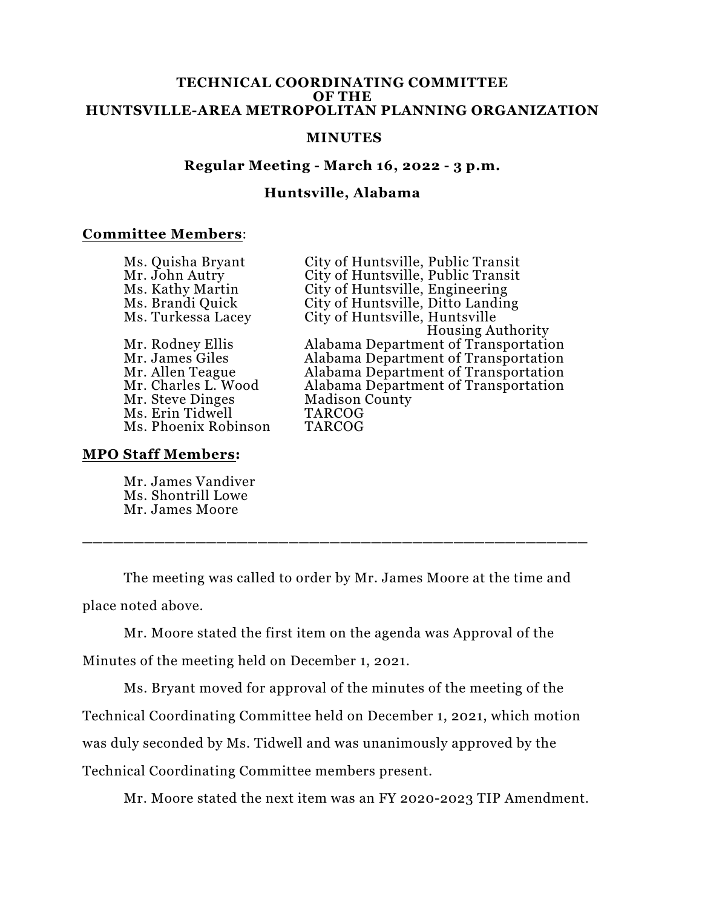**TECHNICAL COORDINATING COMMITTEE**
**OF THE**
**HUNTSVILLE-AREA METROPOLITAN PLANNING ORGANIZATION**

**MINUTES**

**Regular Meeting - March 16, 2022 - 3 p.m.**

**Huntsville, Alabama**

**Committee Members**:

| | |
|---|---|
| Ms. Quisha Bryant | City of Huntsville, Public Transit |
| Mr. John Autry | City of Huntsville, Public Transit |
| Ms. Kathy Martin | City of Huntsville, Engineering |
| Ms. Brandi Quick | City of Huntsville, Ditto Landing |
| Ms. Turkessa Lacey | City of Huntsville, Huntsville Housing Authority |
| Mr. Rodney Ellis | Alabama Department of Transportation |
| Mr. James Giles | Alabama Department of Transportation |
| Mr. Allen Teague | Alabama Department of Transportation |
| Mr. Charles L. Wood | Alabama Department of Transportation |
| Mr. Steve Dinges | Madison County |
| Ms. Erin Tidwell | TARCOG |
| Ms. Phoenix Robinson | TARCOG |

**MPO Staff Members:**

Mr. James Vandiver
Ms. Shontrill Lowe
Mr. James Moore

---

The meeting was called to order by Mr. James Moore at the time and place noted above.

Mr. Moore stated the first item on the agenda was Approval of the Minutes of the meeting held on December 1, 2021.

Ms. Bryant moved for approval of the minutes of the meeting of the Technical Coordinating Committee held on December 1, 2021, which motion was duly seconded by Ms. Tidwell and was unanimously approved by the Technical Coordinating Committee members present.

Mr. Moore stated the next item was an FY 2020-2023 TIP Amendment.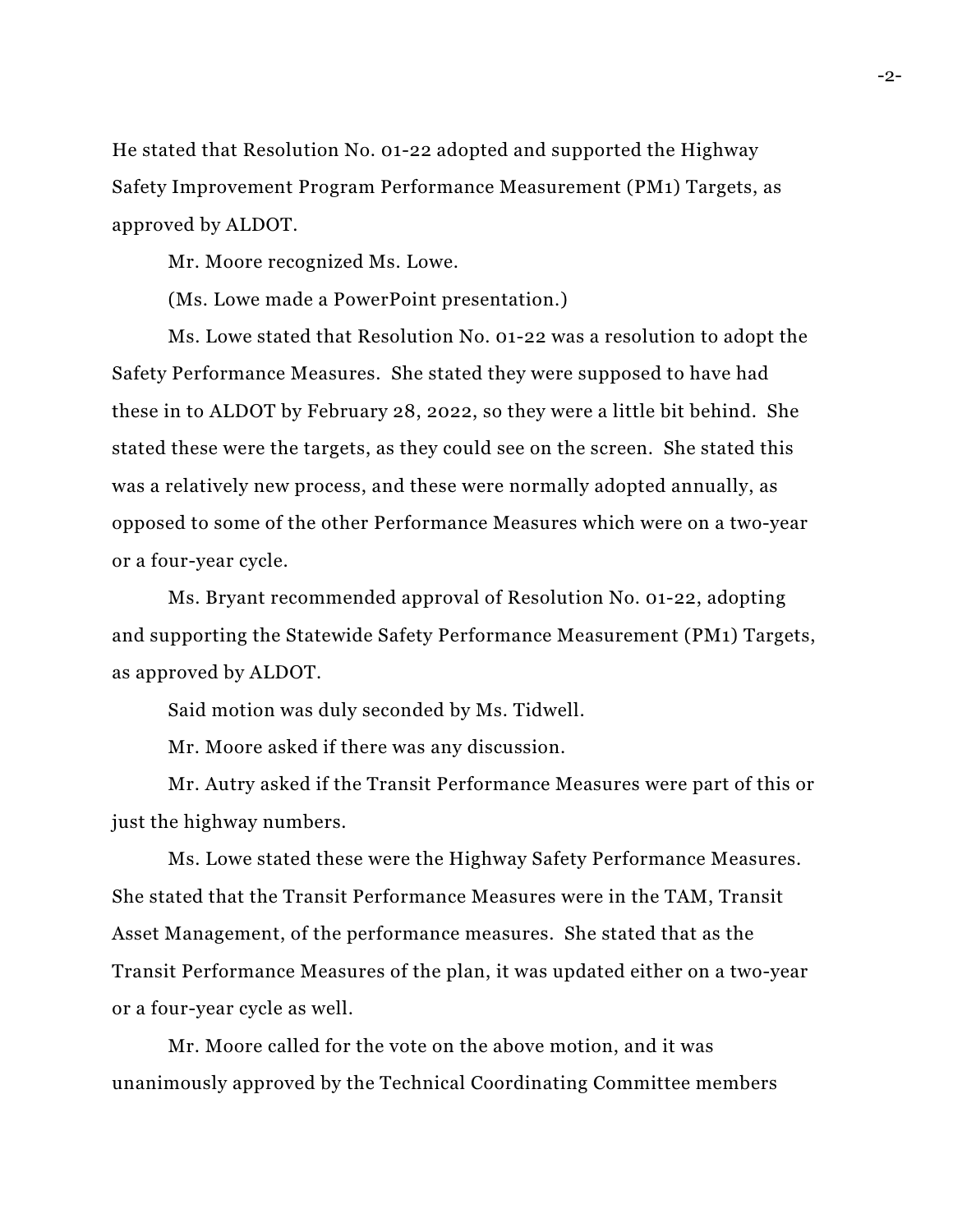He stated that Resolution No. 01-22 adopted and supported the Highway Safety Improvement Program Performance Measurement (PM1) Targets, as approved by ALDOT.

Mr. Moore recognized Ms. Lowe.

(Ms. Lowe made a PowerPoint presentation.)

Ms. Lowe stated that Resolution No. 01-22 was a resolution to adopt the Safety Performance Measures. She stated they were supposed to have had these in to ALDOT by February 28, 2022, so they were a little bit behind. She stated these were the targets, as they could see on the screen. She stated this was a relatively new process, and these were normally adopted annually, as opposed to some of the other Performance Measures which were on a two-year or a four-year cycle.

Ms. Bryant recommended approval of Resolution No. 01-22, adopting and supporting the Statewide Safety Performance Measurement (PM1) Targets, as approved by ALDOT.

Said motion was duly seconded by Ms. Tidwell.

Mr. Moore asked if there was any discussion.

Mr. Autry asked if the Transit Performance Measures were part of this or just the highway numbers.

Ms. Lowe stated these were the Highway Safety Performance Measures. She stated that the Transit Performance Measures were in the TAM, Transit Asset Management, of the performance measures. She stated that as the Transit Performance Measures of the plan, it was updated either on a two-year or a four-year cycle as well.

Mr. Moore called for the vote on the above motion, and it was unanimously approved by the Technical Coordinating Committee members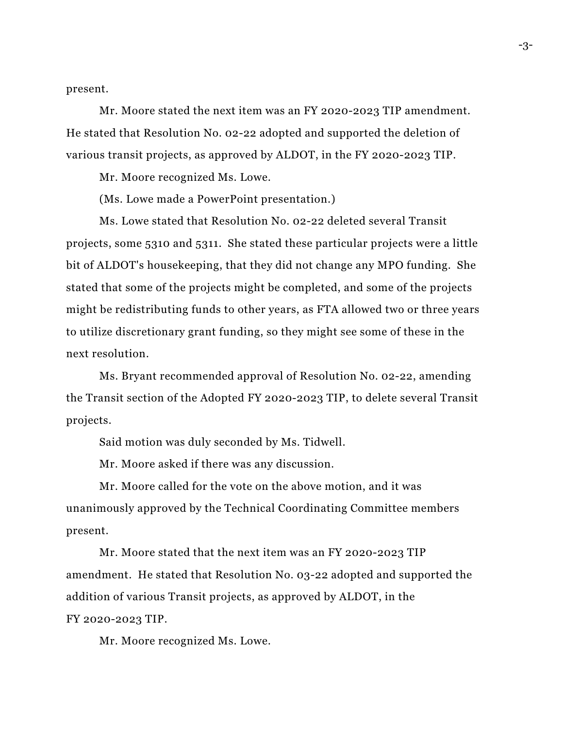present.

Mr. Moore stated the next item was an FY 2020-2023 TIP amendment. He stated that Resolution No. 02-22 adopted and supported the deletion of various transit projects, as approved by ALDOT, in the FY 2020-2023 TIP.

Mr. Moore recognized Ms. Lowe.

(Ms. Lowe made a PowerPoint presentation.)

Ms. Lowe stated that Resolution No. 02-22 deleted several Transit projects, some 5310 and 5311. She stated these particular projects were a little bit of ALDOT's housekeeping, that they did not change any MPO funding. She stated that some of the projects might be completed, and some of the projects might be redistributing funds to other years, as FTA allowed two or three years to utilize discretionary grant funding, so they might see some of these in the next resolution.

Ms. Bryant recommended approval of Resolution No. 02-22, amending the Transit section of the Adopted FY 2020-2023 TIP, to delete several Transit projects.

Said motion was duly seconded by Ms. Tidwell.

Mr. Moore asked if there was any discussion.

Mr. Moore called for the vote on the above motion, and it was unanimously approved by the Technical Coordinating Committee members present.

Mr. Moore stated that the next item was an FY 2020-2023 TIP amendment. He stated that Resolution No. 03-22 adopted and supported the addition of various Transit projects, as approved by ALDOT, in the FY 2020-2023 TIP.

Mr. Moore recognized Ms. Lowe.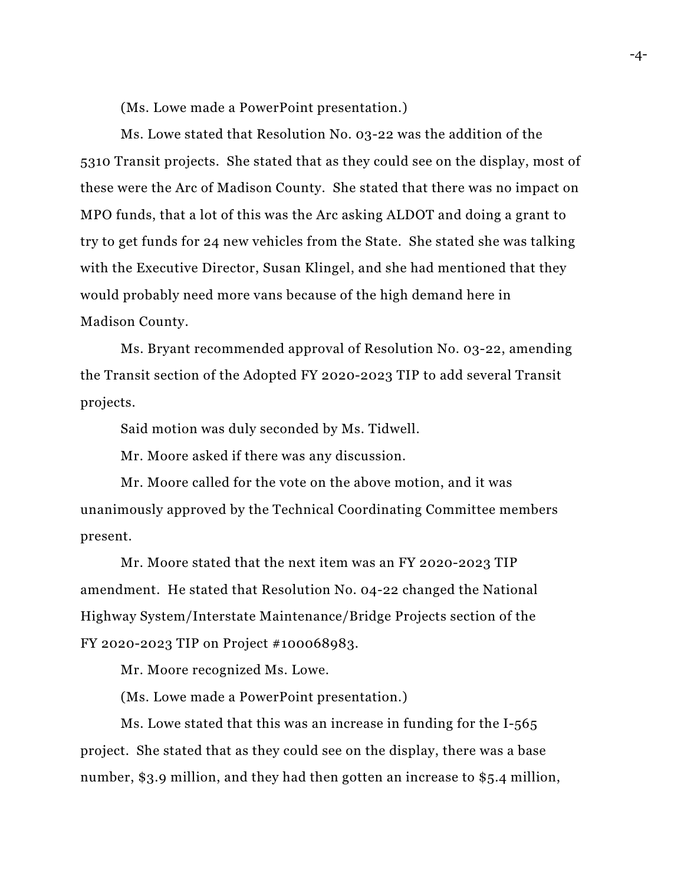(Ms. Lowe made a PowerPoint presentation.)

Ms. Lowe stated that Resolution No. 03-22 was the addition of the 5310 Transit projects. She stated that as they could see on the display, most of these were the Arc of Madison County. She stated that there was no impact on MPO funds, that a lot of this was the Arc asking ALDOT and doing a grant to try to get funds for 24 new vehicles from the State. She stated she was talking with the Executive Director, Susan Klingel, and she had mentioned that they would probably need more vans because of the high demand here in Madison County.

Ms. Bryant recommended approval of Resolution No. 03-22, amending the Transit section of the Adopted FY 2020-2023 TIP to add several Transit projects.

Said motion was duly seconded by Ms. Tidwell.

Mr. Moore asked if there was any discussion.

Mr. Moore called for the vote on the above motion, and it was unanimously approved by the Technical Coordinating Committee members present.

Mr. Moore stated that the next item was an FY 2020-2023 TIP amendment. He stated that Resolution No. 04-22 changed the National Highway System/Interstate Maintenance/Bridge Projects section of the FY 2020-2023 TIP on Project #100068983.

Mr. Moore recognized Ms. Lowe.

(Ms. Lowe made a PowerPoint presentation.)

Ms. Lowe stated that this was an increase in funding for the I-565 project. She stated that as they could see on the display, there was a base number, $3.9 million, and they had then gotten an increase to $5.4 million,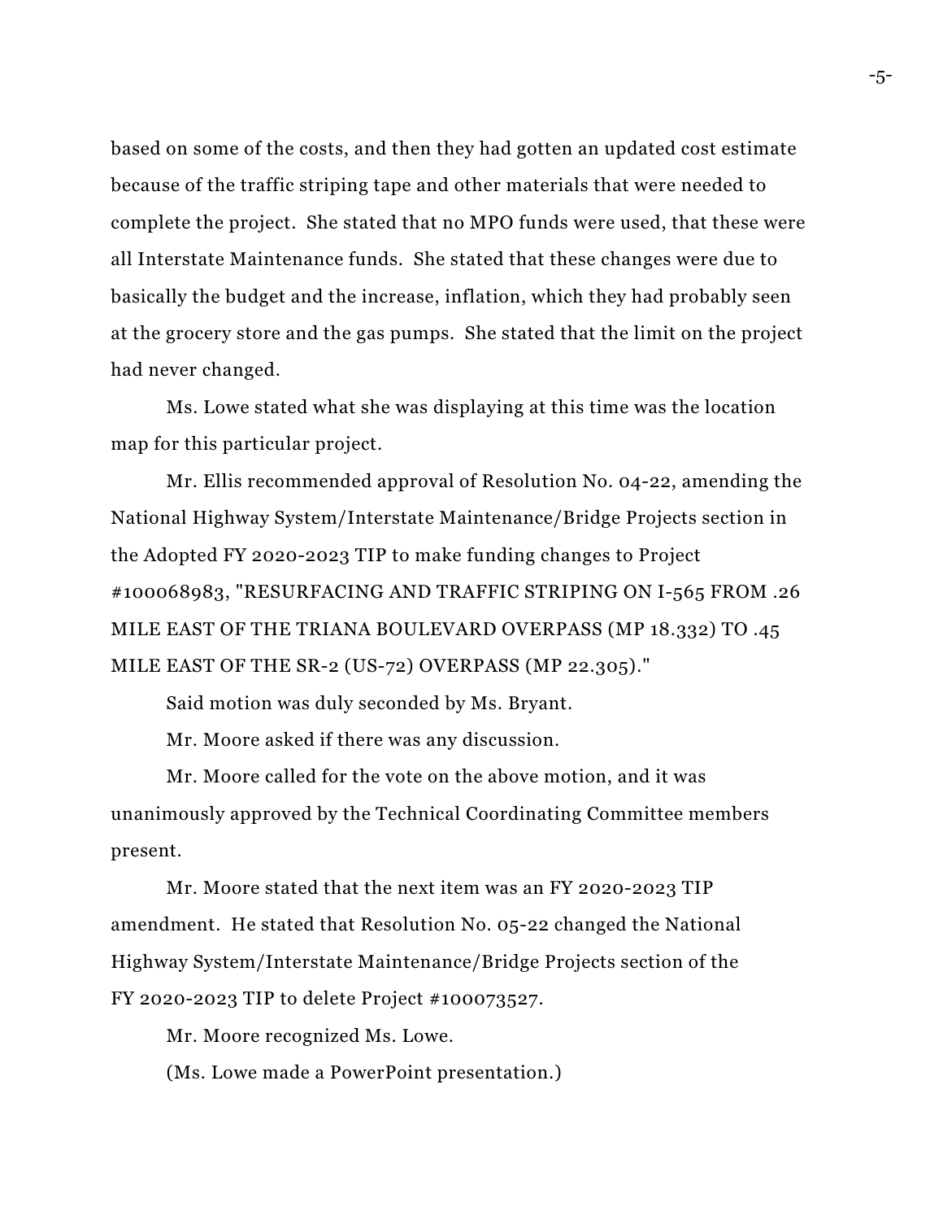based on some of the costs, and then they had gotten an updated cost estimate because of the traffic striping tape and other materials that were needed to complete the project. She stated that no MPO funds were used, that these were all Interstate Maintenance funds. She stated that these changes were due to basically the budget and the increase, inflation, which they had probably seen at the grocery store and the gas pumps. She stated that the limit on the project had never changed.

Ms. Lowe stated what she was displaying at this time was the location map for this particular project.

Mr. Ellis recommended approval of Resolution No. 04-22, amending the National Highway System/Interstate Maintenance/Bridge Projects section in the Adopted FY 2020-2023 TIP to make funding changes to Project #100068983, "RESURFACING AND TRAFFIC STRIPING ON I-565 FROM .26 MILE EAST OF THE TRIANA BOULEVARD OVERPASS (MP 18.332) TO .45 MILE EAST OF THE SR-2 (US-72) OVERPASS (MP 22.305)."

Said motion was duly seconded by Ms. Bryant.

Mr. Moore asked if there was any discussion.

Mr. Moore called for the vote on the above motion, and it was unanimously approved by the Technical Coordinating Committee members present.

Mr. Moore stated that the next item was an FY 2020-2023 TIP amendment. He stated that Resolution No. 05-22 changed the National Highway System/Interstate Maintenance/Bridge Projects section of the FY 2020-2023 TIP to delete Project #100073527.

Mr. Moore recognized Ms. Lowe.

(Ms. Lowe made a PowerPoint presentation.)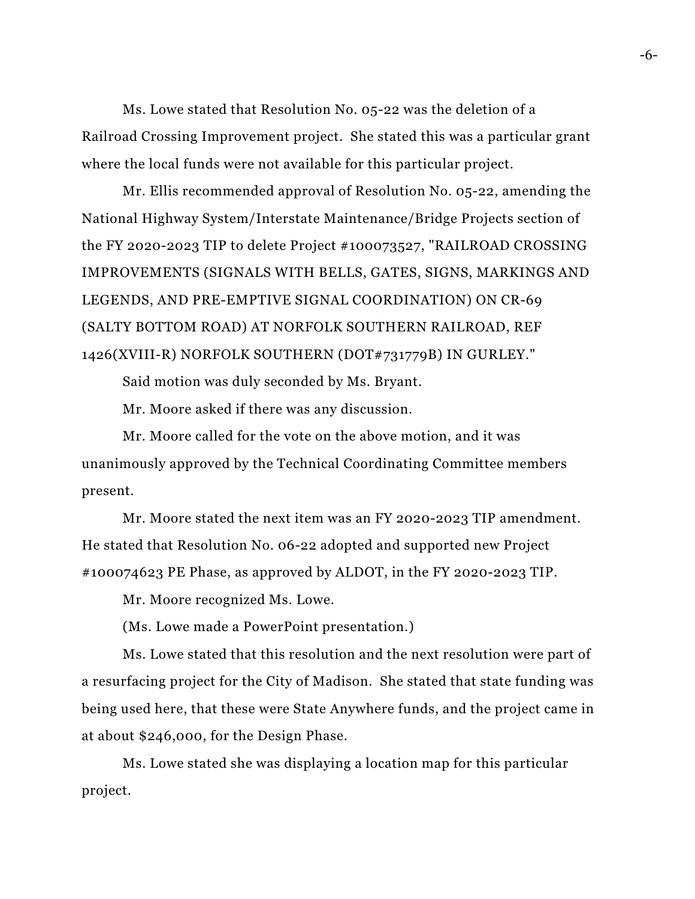Ms. Lowe stated that Resolution No. 05-22 was the deletion of a Railroad Crossing Improvement project. She stated this was a particular grant where the local funds were not available for this particular project.

Mr. Ellis recommended approval of Resolution No. 05-22, amending the National Highway System/Interstate Maintenance/Bridge Projects section of the FY 2020-2023 TIP to delete Project #100073527, "RAILROAD CROSSING IMPROVEMENTS (SIGNALS WITH BELLS, GATES, SIGNS, MARKINGS AND LEGENDS, AND PRE-EMPTIVE SIGNAL COORDINATION) ON CR-69 (SALTY BOTTOM ROAD) AT NORFOLK SOUTHERN RAILROAD, REF 1426(XVIII-R) NORFOLK SOUTHERN (DOT#731779B) IN GURLEY."

Said motion was duly seconded by Ms. Bryant.

Mr. Moore asked if there was any discussion.

Mr. Moore called for the vote on the above motion, and it was unanimously approved by the Technical Coordinating Committee members present.

Mr. Moore stated the next item was an FY 2020-2023 TIP amendment. He stated that Resolution No. 06-22 adopted and supported new Project #100074623 PE Phase, as approved by ALDOT, in the FY 2020-2023 TIP.

Mr. Moore recognized Ms. Lowe.

(Ms. Lowe made a PowerPoint presentation.)

Ms. Lowe stated that this resolution and the next resolution were part of a resurfacing project for the City of Madison. She stated that state funding was being used here, that these were State Anywhere funds, and the project came in at about $246,000, for the Design Phase.

Ms. Lowe stated she was displaying a location map for this particular project.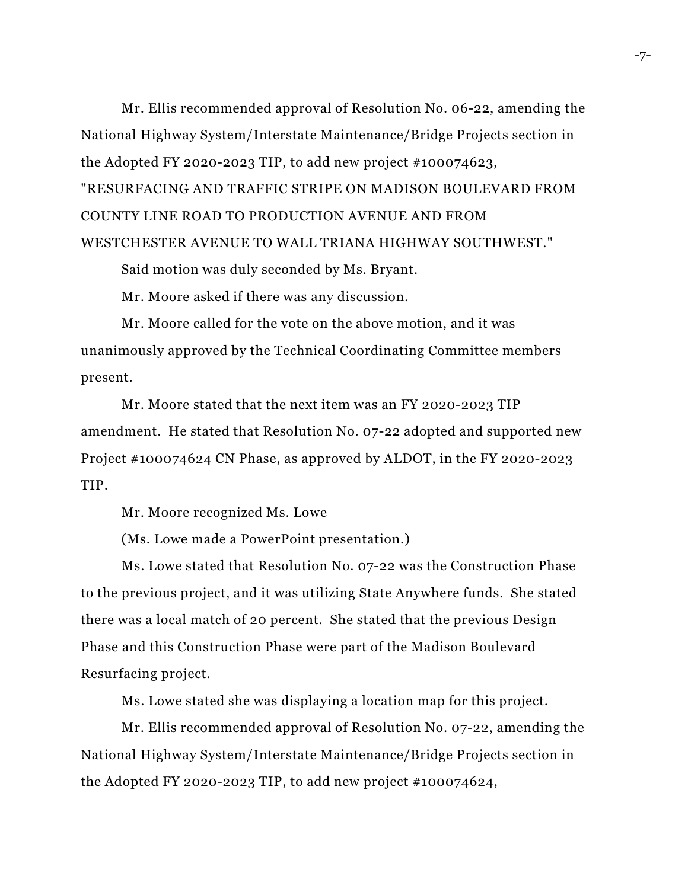Mr. Ellis recommended approval of Resolution No. 06-22, amending the National Highway System/Interstate Maintenance/Bridge Projects section in the Adopted FY 2020-2023 TIP, to add new project #100074623, "RESURFACING AND TRAFFIC STRIPE ON MADISON BOULEVARD FROM COUNTY LINE ROAD TO PRODUCTION AVENUE AND FROM WESTCHESTER AVENUE TO WALL TRIANA HIGHWAY SOUTHWEST."

Said motion was duly seconded by Ms. Bryant.

Mr. Moore asked if there was any discussion.

Mr. Moore called for the vote on the above motion, and it was unanimously approved by the Technical Coordinating Committee members present.

Mr. Moore stated that the next item was an FY 2020-2023 TIP amendment. He stated that Resolution No. 07-22 adopted and supported new Project #100074624 CN Phase, as approved by ALDOT, in the FY 2020-2023 TIP.

Mr. Moore recognized Ms. Lowe

(Ms. Lowe made a PowerPoint presentation.)

Ms. Lowe stated that Resolution No. 07-22 was the Construction Phase to the previous project, and it was utilizing State Anywhere funds. She stated there was a local match of 20 percent. She stated that the previous Design Phase and this Construction Phase were part of the Madison Boulevard Resurfacing project.

Ms. Lowe stated she was displaying a location map for this project.

Mr. Ellis recommended approval of Resolution No. 07-22, amending the National Highway System/Interstate Maintenance/Bridge Projects section in the Adopted FY 2020-2023 TIP, to add new project #100074624,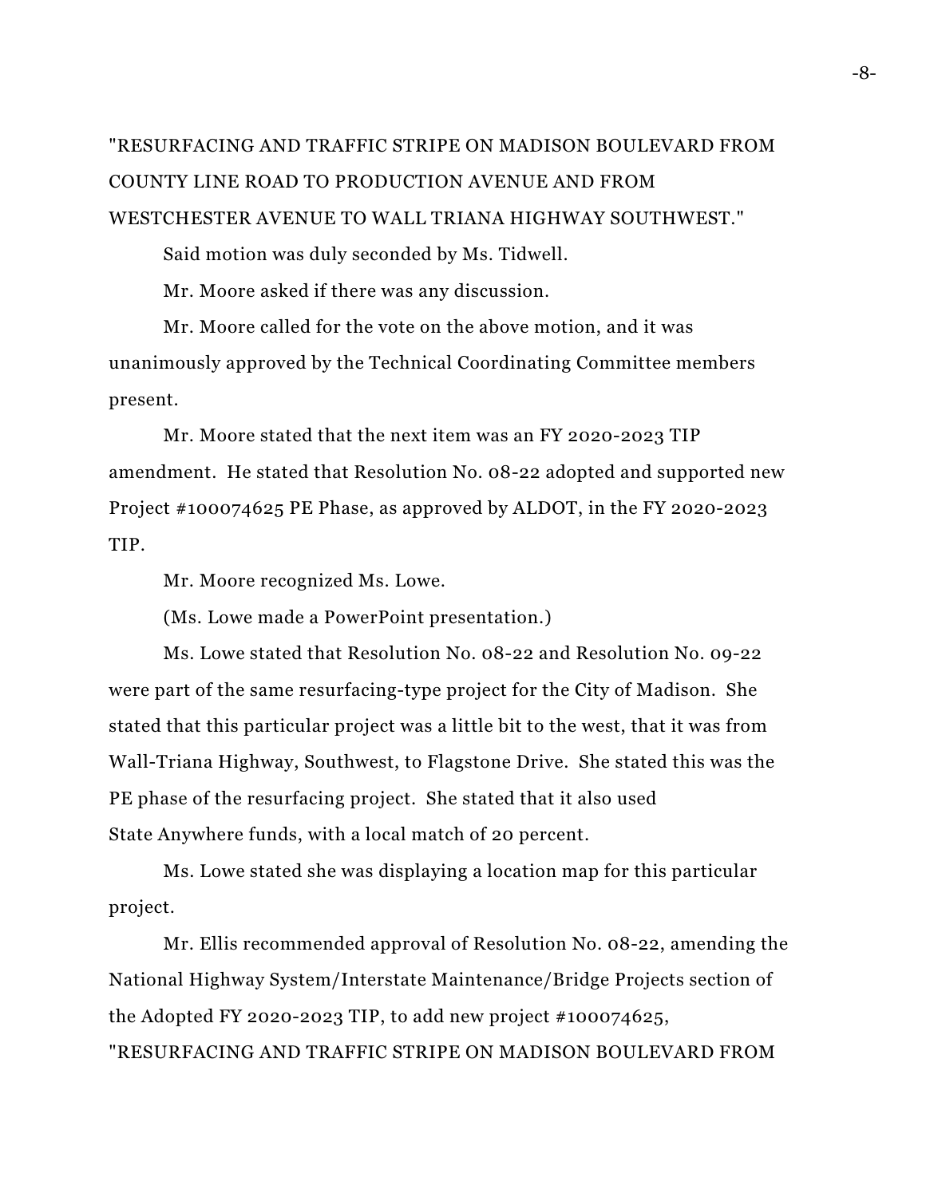"RESURFACING AND TRAFFIC STRIPE ON MADISON BOULEVARD FROM COUNTY LINE ROAD TO PRODUCTION AVENUE AND FROM WESTCHESTER AVENUE TO WALL TRIANA HIGHWAY SOUTHWEST."

Said motion was duly seconded by Ms. Tidwell.

Mr. Moore asked if there was any discussion.

Mr. Moore called for the vote on the above motion, and it was unanimously approved by the Technical Coordinating Committee members present.

Mr. Moore stated that the next item was an FY 2020-2023 TIP amendment. He stated that Resolution No. 08-22 adopted and supported new Project #100074625 PE Phase, as approved by ALDOT, in the FY 2020-2023 TIP.

Mr. Moore recognized Ms. Lowe.

(Ms. Lowe made a PowerPoint presentation.)

Ms. Lowe stated that Resolution No. 08-22 and Resolution No. 09-22 were part of the same resurfacing-type project for the City of Madison. She stated that this particular project was a little bit to the west, that it was from Wall-Triana Highway, Southwest, to Flagstone Drive. She stated this was the PE phase of the resurfacing project. She stated that it also used State Anywhere funds, with a local match of 20 percent.

Ms. Lowe stated she was displaying a location map for this particular project.

Mr. Ellis recommended approval of Resolution No. 08-22, amending the National Highway System/Interstate Maintenance/Bridge Projects section of the Adopted FY 2020-2023 TIP, to add new project #100074625, "RESURFACING AND TRAFFIC STRIPE ON MADISON BOULEVARD FROM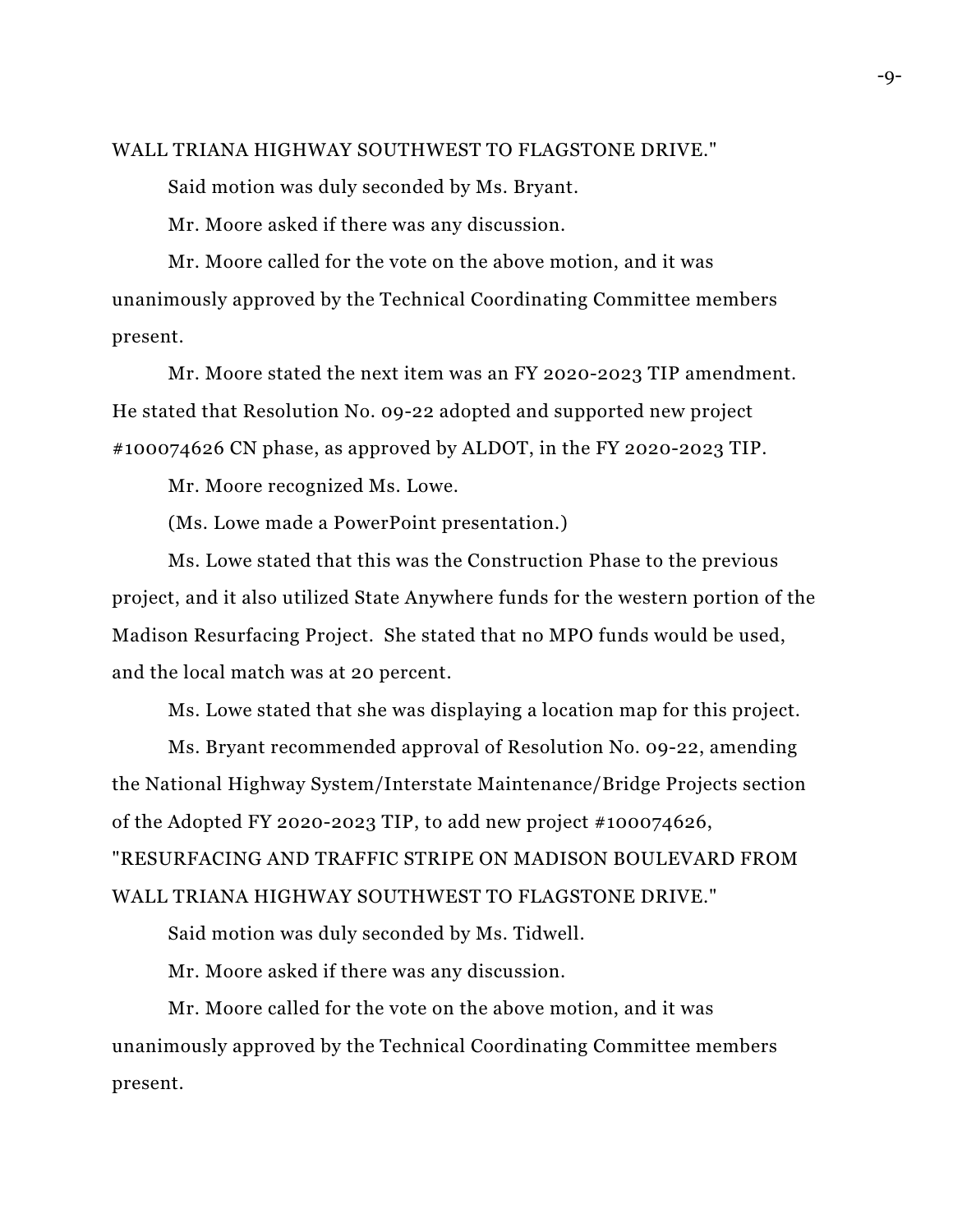WALL TRIANA HIGHWAY SOUTHWEST TO FLAGSTONE DRIVE."

Said motion was duly seconded by Ms. Bryant.

Mr. Moore asked if there was any discussion.

Mr. Moore called for the vote on the above motion, and it was unanimously approved by the Technical Coordinating Committee members present.

Mr. Moore stated the next item was an FY 2020-2023 TIP amendment. He stated that Resolution No. 09-22 adopted and supported new project #100074626 CN phase, as approved by ALDOT, in the FY 2020-2023 TIP.

Mr. Moore recognized Ms. Lowe.

(Ms. Lowe made a PowerPoint presentation.)

Ms. Lowe stated that this was the Construction Phase to the previous project, and it also utilized State Anywhere funds for the western portion of the Madison Resurfacing Project. She stated that no MPO funds would be used, and the local match was at 20 percent.

Ms. Lowe stated that she was displaying a location map for this project.

Ms. Bryant recommended approval of Resolution No. 09-22, amending the National Highway System/Interstate Maintenance/Bridge Projects section of the Adopted FY 2020-2023 TIP, to add new project #100074626, "RESURFACING AND TRAFFIC STRIPE ON MADISON BOULEVARD FROM WALL TRIANA HIGHWAY SOUTHWEST TO FLAGSTONE DRIVE."

Said motion was duly seconded by Ms. Tidwell.

Mr. Moore asked if there was any discussion.

Mr. Moore called for the vote on the above motion, and it was unanimously approved by the Technical Coordinating Committee members present.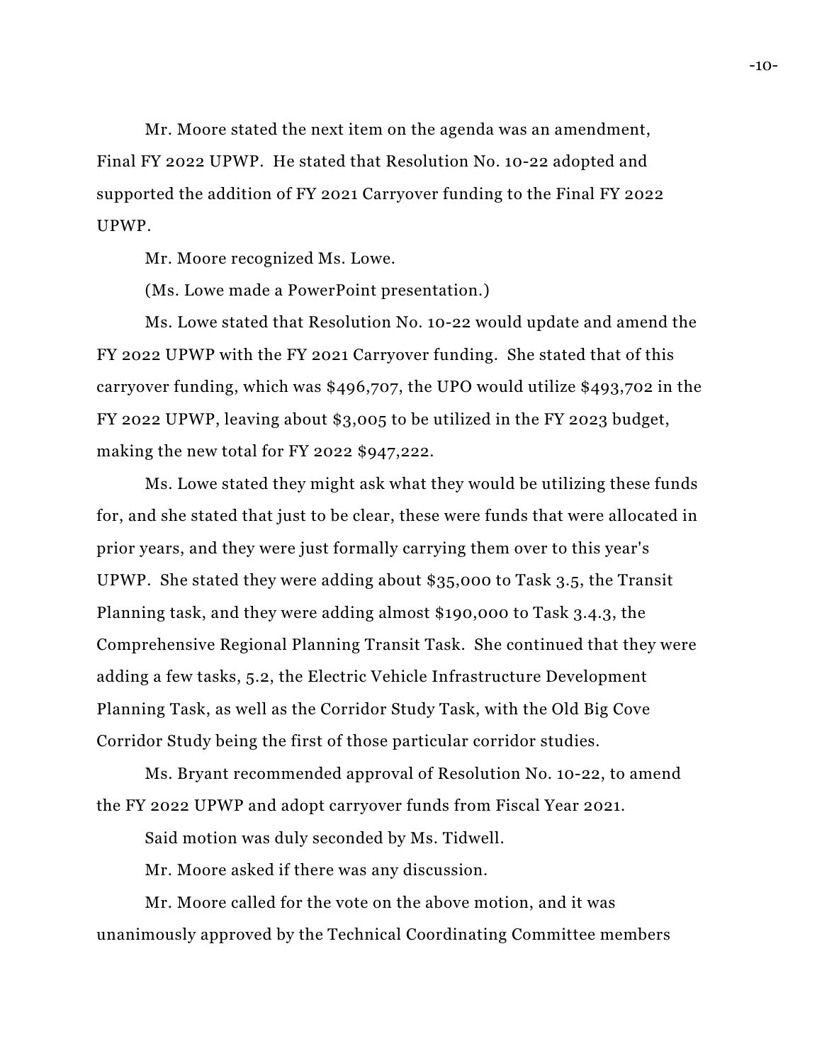Mr. Moore stated the next item on the agenda was an amendment, Final FY 2022 UPWP. He stated that Resolution No. 10-22 adopted and supported the addition of FY 2021 Carryover funding to the Final FY 2022 UPWP.

Mr. Moore recognized Ms. Lowe.

(Ms. Lowe made a PowerPoint presentation.)

Ms. Lowe stated that Resolution No. 10-22 would update and amend the FY 2022 UPWP with the FY 2021 Carryover funding. She stated that of this carryover funding, which was $496,707, the UPO would utilize $493,702 in the FY 2022 UPWP, leaving about $3,005 to be utilized in the FY 2023 budget, making the new total for FY 2022 $947,222.

Ms. Lowe stated they might ask what they would be utilizing these funds for, and she stated that just to be clear, these were funds that were allocated in prior years, and they were just formally carrying them over to this year's UPWP. She stated they were adding about $35,000 to Task 3.5, the Transit Planning task, and they were adding almost $190,000 to Task 3.4.3, the Comprehensive Regional Planning Transit Task. She continued that they were adding a few tasks, 5.2, the Electric Vehicle Infrastructure Development Planning Task, as well as the Corridor Study Task, with the Old Big Cove Corridor Study being the first of those particular corridor studies.

Ms. Bryant recommended approval of Resolution No. 10-22, to amend the FY 2022 UPWP and adopt carryover funds from Fiscal Year 2021.

Said motion was duly seconded by Ms. Tidwell.

Mr. Moore asked if there was any discussion.

Mr. Moore called for the vote on the above motion, and it was unanimously approved by the Technical Coordinating Committee members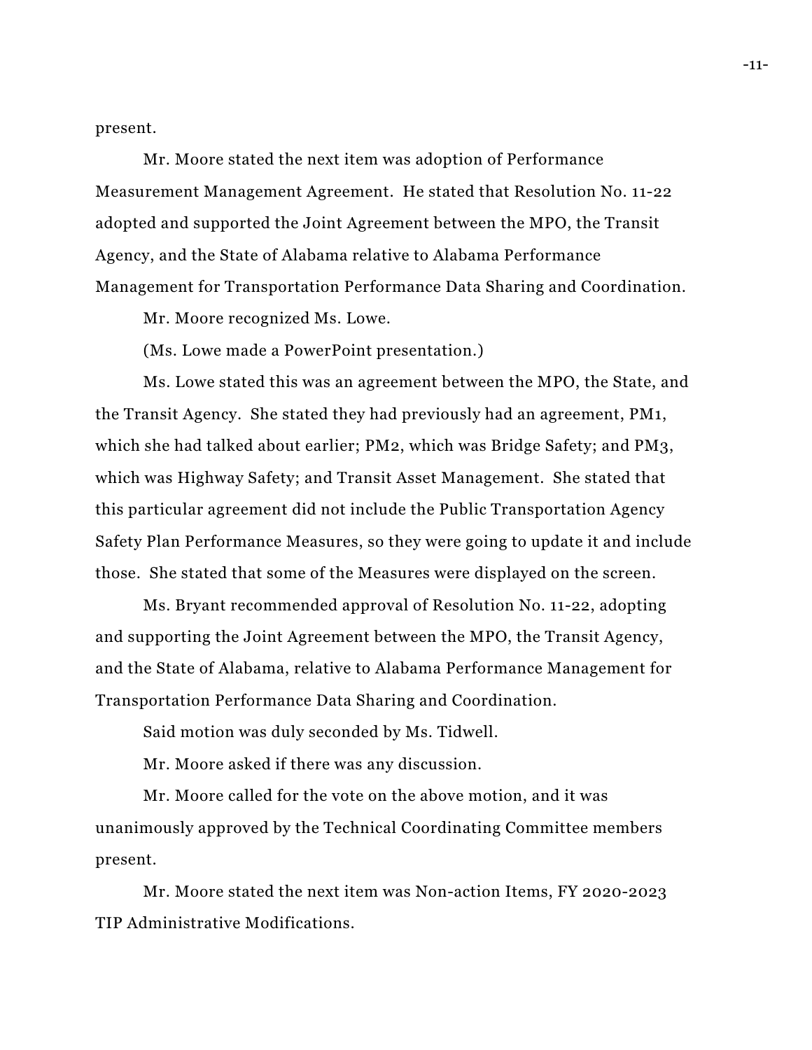present.

Mr. Moore stated the next item was adoption of Performance Measurement Management Agreement. He stated that Resolution No. 11-22 adopted and supported the Joint Agreement between the MPO, the Transit Agency, and the State of Alabama relative to Alabama Performance Management for Transportation Performance Data Sharing and Coordination.

Mr. Moore recognized Ms. Lowe.

(Ms. Lowe made a PowerPoint presentation.)

Ms. Lowe stated this was an agreement between the MPO, the State, and the Transit Agency. She stated they had previously had an agreement, PM1, which she had talked about earlier; PM2, which was Bridge Safety; and PM3, which was Highway Safety; and Transit Asset Management. She stated that this particular agreement did not include the Public Transportation Agency Safety Plan Performance Measures, so they were going to update it and include those. She stated that some of the Measures were displayed on the screen.

Ms. Bryant recommended approval of Resolution No. 11-22, adopting and supporting the Joint Agreement between the MPO, the Transit Agency, and the State of Alabama, relative to Alabama Performance Management for Transportation Performance Data Sharing and Coordination.

Said motion was duly seconded by Ms. Tidwell.

Mr. Moore asked if there was any discussion.

Mr. Moore called for the vote on the above motion, and it was unanimously approved by the Technical Coordinating Committee members present.

Mr. Moore stated the next item was Non-action Items, FY 2020-2023 TIP Administrative Modifications.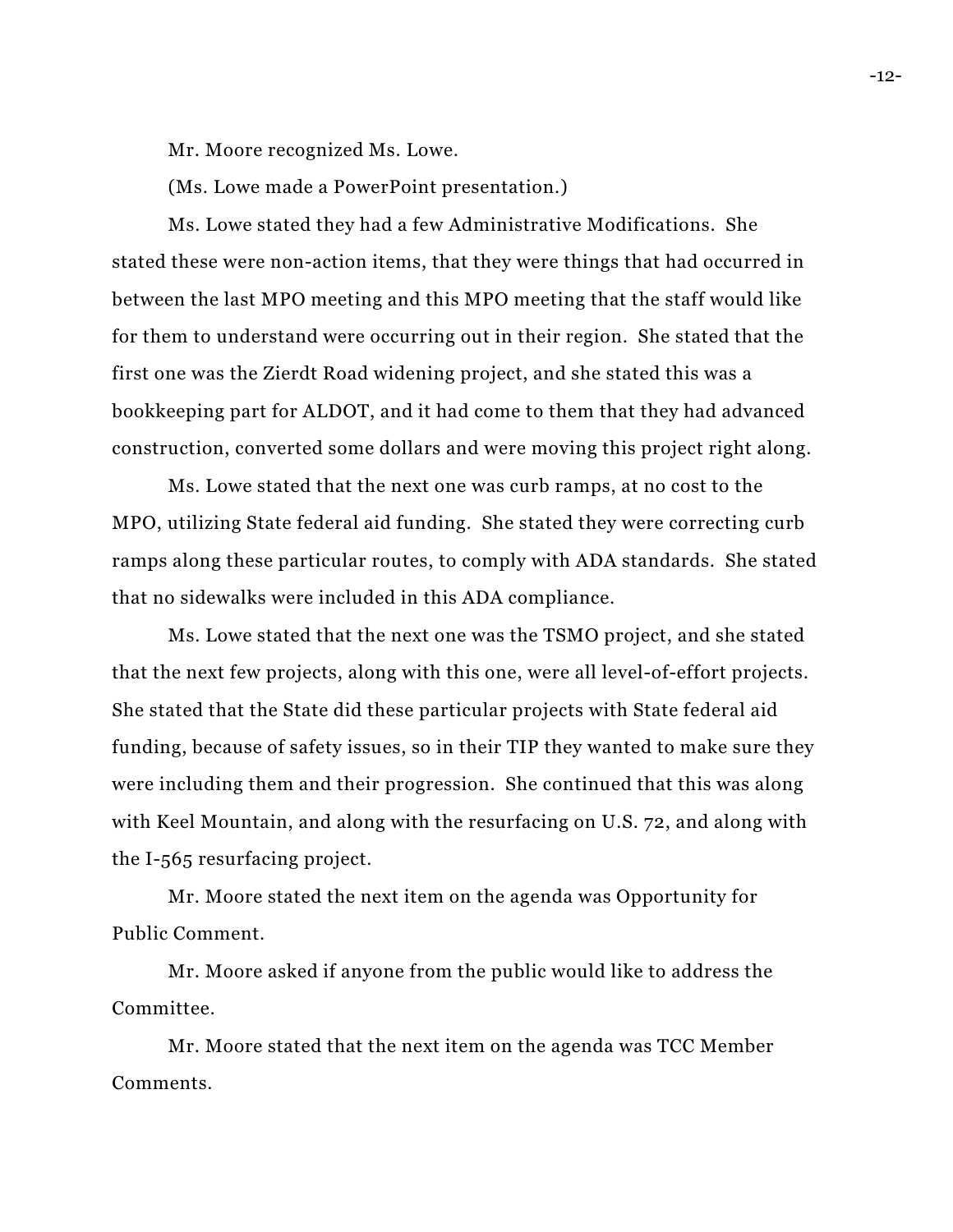Mr. Moore recognized Ms. Lowe.

(Ms. Lowe made a PowerPoint presentation.)

Ms. Lowe stated they had a few Administrative Modifications. She stated these were non-action items, that they were things that had occurred in between the last MPO meeting and this MPO meeting that the staff would like for them to understand were occurring out in their region. She stated that the first one was the Zierdt Road widening project, and she stated this was a bookkeeping part for ALDOT, and it had come to them that they had advanced construction, converted some dollars and were moving this project right along.

Ms. Lowe stated that the next one was curb ramps, at no cost to the MPO, utilizing State federal aid funding. She stated they were correcting curb ramps along these particular routes, to comply with ADA standards. She stated that no sidewalks were included in this ADA compliance.

Ms. Lowe stated that the next one was the TSMO project, and she stated that the next few projects, along with this one, were all level-of-effort projects. She stated that the State did these particular projects with State federal aid funding, because of safety issues, so in their TIP they wanted to make sure they were including them and their progression. She continued that this was along with Keel Mountain, and along with the resurfacing on U.S. 72, and along with the I-565 resurfacing project.

Mr. Moore stated the next item on the agenda was Opportunity for Public Comment.

Mr. Moore asked if anyone from the public would like to address the Committee.

Mr. Moore stated that the next item on the agenda was TCC Member Comments.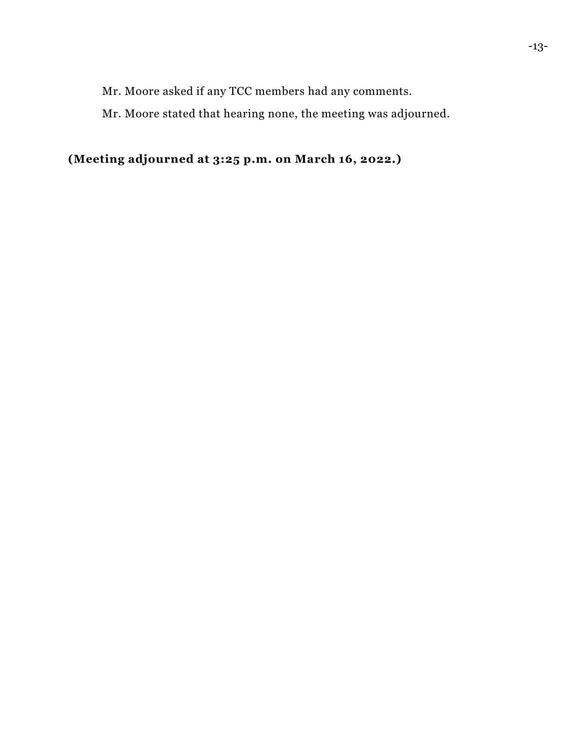Mr. Moore asked if any TCC members had any comments.

Mr. Moore stated that hearing none, the meeting was adjourned.

**(Meeting adjourned at 3:25 p.m. on March 16, 2022.)**